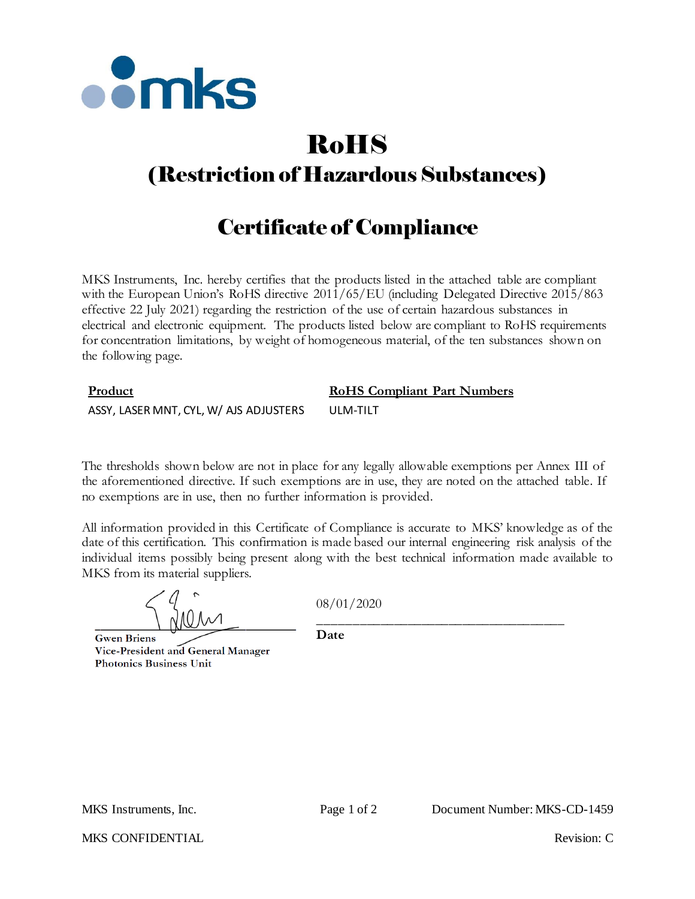# RoHS

## (Restriction of Hazardous Substances)

## Certificate of Compliance

MKS Instruments, Inc. hereby certifies that the products listed in the attached table are compliant with the European Union's RoHS directive 2011/65/EU (including Delegated Directive 2015/863 effective 22 July 2021) regarding the restriction of the use of certain hazardous substances in electrical and electronic equipment. The products listed below are compliant to RoHS requirements for concentration limitations, by weight of homogeneous material, of the ten substances shown on the following page.

| Product | RoHS Compliant Part Numbers |
| --- | --- |
| ASSY, LASER MNT, CYL, W/ AJS ADJUSTERS | ULM-TILT |

The thresholds shown below are not in place for any legally allowable exemptions per Annex III of the aforementioned directive. If such exemptions are in use, they are noted on the attached table. If no exemptions are in use, then no further information is provided.

All information provided in this Certificate of Compliance is accurate to MKS' knowledge as of the date of this certification. This confirmation is made based our internal engineering risk analysis of the individual items possibly being present along with the best technical information made available to MKS from its material suppliers.

**Gwen Briens**
**Vice-President and General Manager**
**Photonics Business Unit**

08/01/2020
**Date**

MKS Instruments, Inc. — Document Number: MKS-CD-1459

MKS CONFIDENTIAL — Revision: C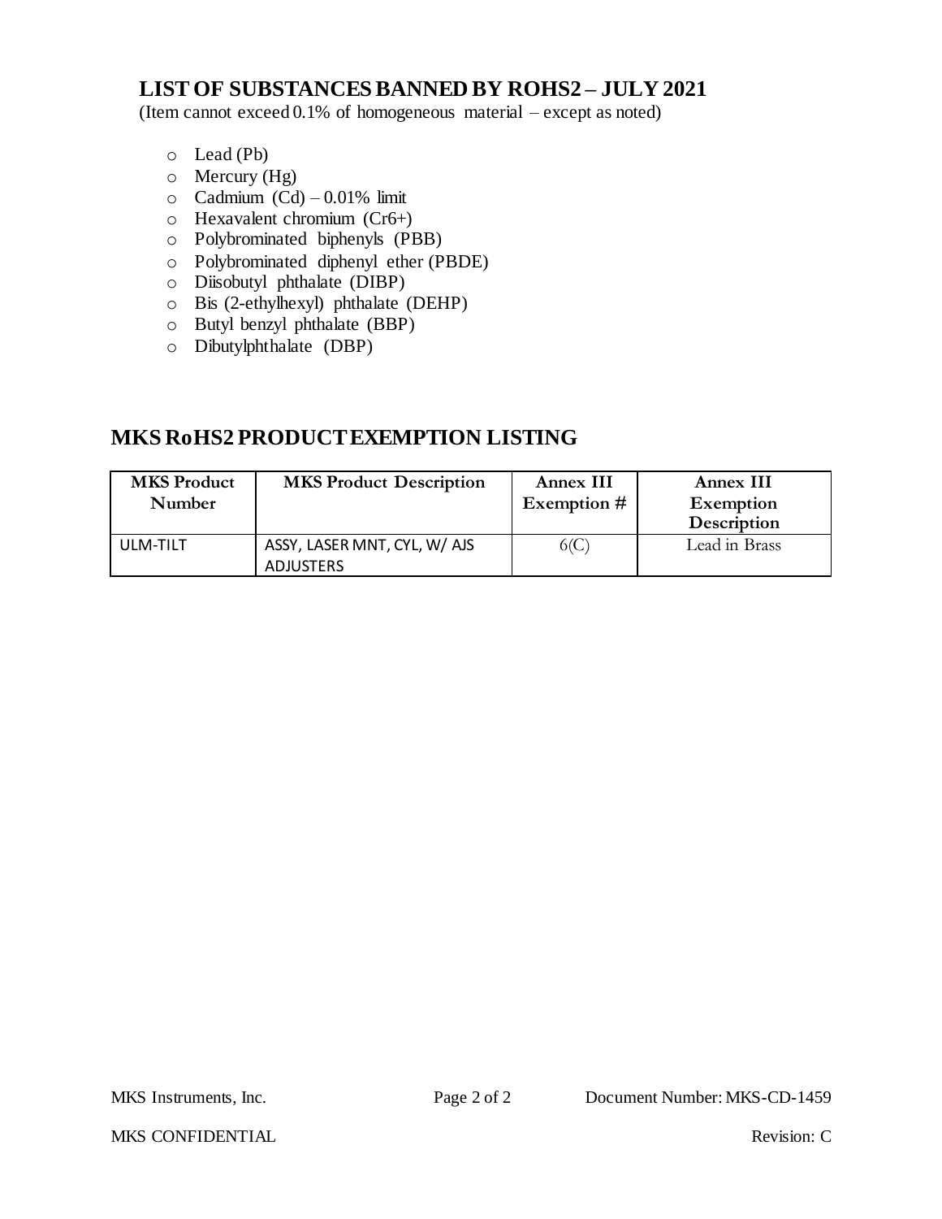## LIST OF SUBSTANCES BANNED BY ROHS2 – JULY 2021

(Item cannot exceed 0.1% of homogeneous material – except as noted)

- Lead (Pb)
- Mercury (Hg)
- Cadmium (Cd) – 0.01% limit
- Hexavalent chromium ($Cr^{6+}$)
- Polybrominated biphenyls (PBB)
- Polybrominated diphenyl ether (PBDE)
- Diisobutyl phthalate (DIBP)
- Bis (2-ethylhexyl) phthalate (DEHP)
- Butyl benzyl phthalate (BBP)
- Dibutylphthalate (DBP)

## MKS RoHS2 PRODUCT EXEMPTION LISTING

| MKS Product Number | MKS Product Description | Annex III Exemption # | Annex III Exemption Description |
|---|---|---|---|
| ULM-TILT | ASSY, LASER MNT, CYL, W/ AJS ADJUSTERS | 6(C) | Lead in Brass |

MKS Instruments, Inc. Document Number: MKS-CD-1459

MKS CONFIDENTIAL Revision: C